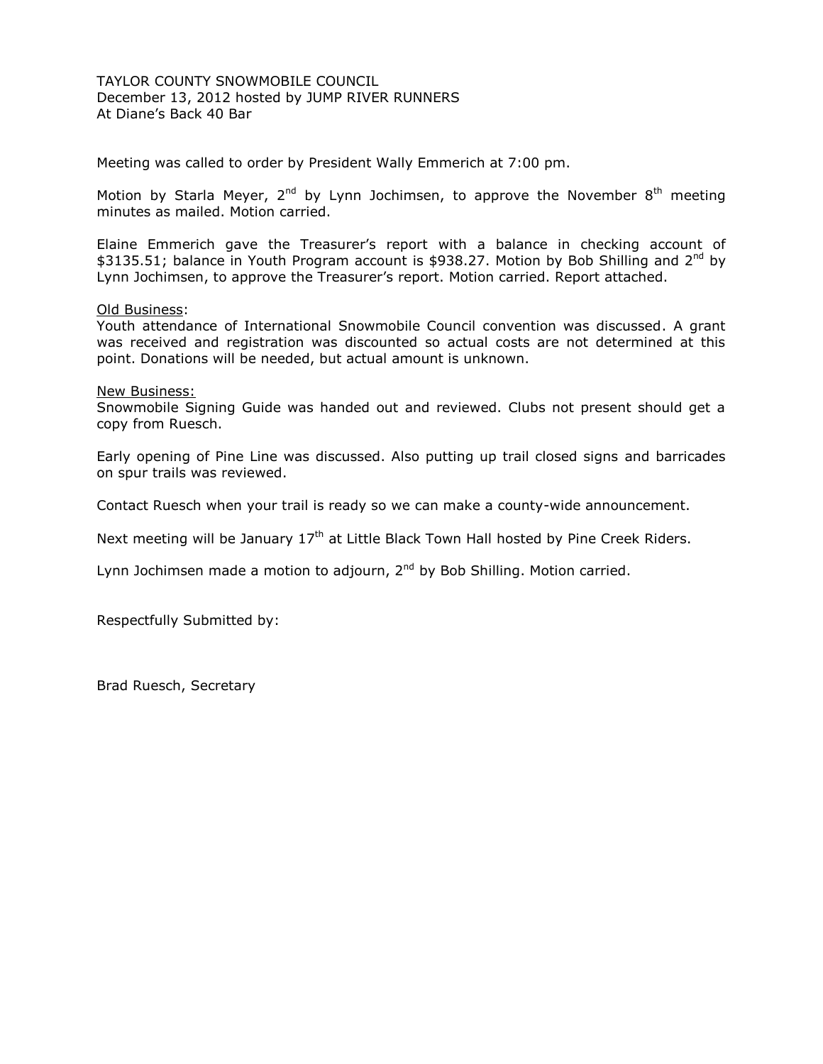TAYLOR COUNTY SNOWMOBILE COUNCIL
December 13, 2012 hosted by JUMP RIVER RUNNERS
At Diane's Back 40 Bar

Meeting was called to order by President Wally Emmerich at 7:00 pm.

Motion by Starla Meyer, 2nd by Lynn Jochimsen, to approve the November 8th meeting minutes as mailed. Motion carried.

Elaine Emmerich gave the Treasurer's report with a balance in checking account of $3135.51; balance in Youth Program account is $938.27. Motion by Bob Shilling and 2nd by Lynn Jochimsen, to approve the Treasurer's report. Motion carried. Report attached.

Old Business:
Youth attendance of International Snowmobile Council convention was discussed. A grant was received and registration was discounted so actual costs are not determined at this point. Donations will be needed, but actual amount is unknown.

New Business:
Snowmobile Signing Guide was handed out and reviewed. Clubs not present should get a copy from Ruesch.

Early opening of Pine Line was discussed. Also putting up trail closed signs and barricades on spur trails was reviewed.

Contact Ruesch when your trail is ready so we can make a county-wide announcement.

Next meeting will be January 17th at Little Black Town Hall hosted by Pine Creek Riders.

Lynn Jochimsen made a motion to adjourn, 2nd by Bob Shilling. Motion carried.

Respectfully Submitted by:

Brad Ruesch, Secretary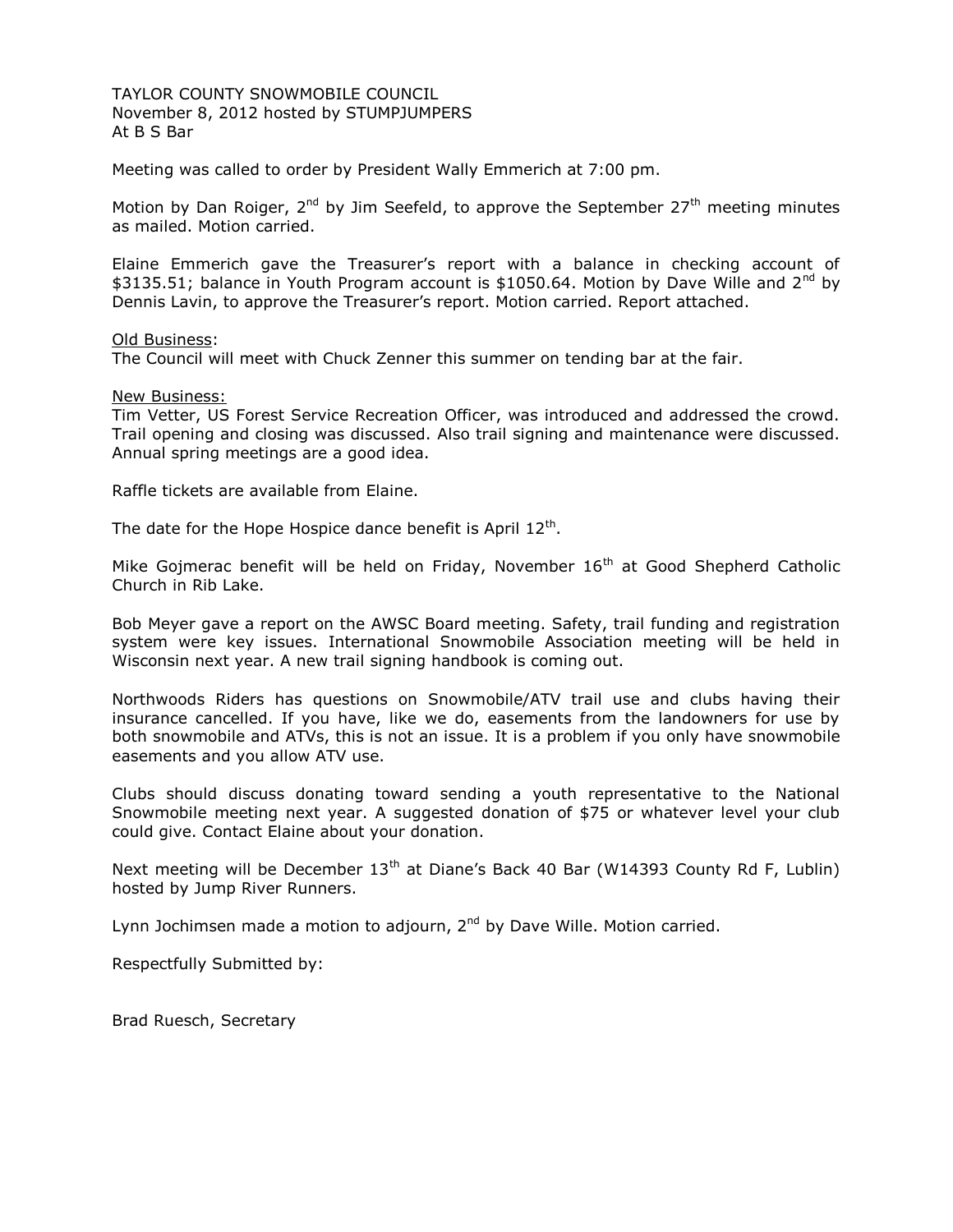TAYLOR COUNTY SNOWMOBILE COUNCIL
November 8, 2012 hosted by STUMPJUMPERS
At B S Bar

Meeting was called to order by President Wally Emmerich at 7:00 pm.

Motion by Dan Roiger, 2nd by Jim Seefeld, to approve the September 27th meeting minutes as mailed. Motion carried.

Elaine Emmerich gave the Treasurer's report with a balance in checking account of $3135.51; balance in Youth Program account is $1050.64. Motion by Dave Wille and 2nd by Dennis Lavin, to approve the Treasurer's report. Motion carried. Report attached.

Old Business:
The Council will meet with Chuck Zenner this summer on tending bar at the fair.

New Business:
Tim Vetter, US Forest Service Recreation Officer, was introduced and addressed the crowd. Trail opening and closing was discussed. Also trail signing and maintenance were discussed. Annual spring meetings are a good idea.

Raffle tickets are available from Elaine.

The date for the Hope Hospice dance benefit is April 12th.

Mike Gojmerac benefit will be held on Friday, November 16th at Good Shepherd Catholic Church in Rib Lake.

Bob Meyer gave a report on the AWSC Board meeting. Safety, trail funding and registration system were key issues. International Snowmobile Association meeting will be held in Wisconsin next year. A new trail signing handbook is coming out.

Northwoods Riders has questions on Snowmobile/ATV trail use and clubs having their insurance cancelled. If you have, like we do, easements from the landowners for use by both snowmobile and ATVs, this is not an issue. It is a problem if you only have snowmobile easements and you allow ATV use.

Clubs should discuss donating toward sending a youth representative to the National Snowmobile meeting next year. A suggested donation of $75 or whatever level your club could give. Contact Elaine about your donation.

Next meeting will be December 13th at Diane's Back 40 Bar (W14393 County Rd F, Lublin) hosted by Jump River Runners.

Lynn Jochimsen made a motion to adjourn, 2nd by Dave Wille. Motion carried.

Respectfully Submitted by:

Brad Ruesch, Secretary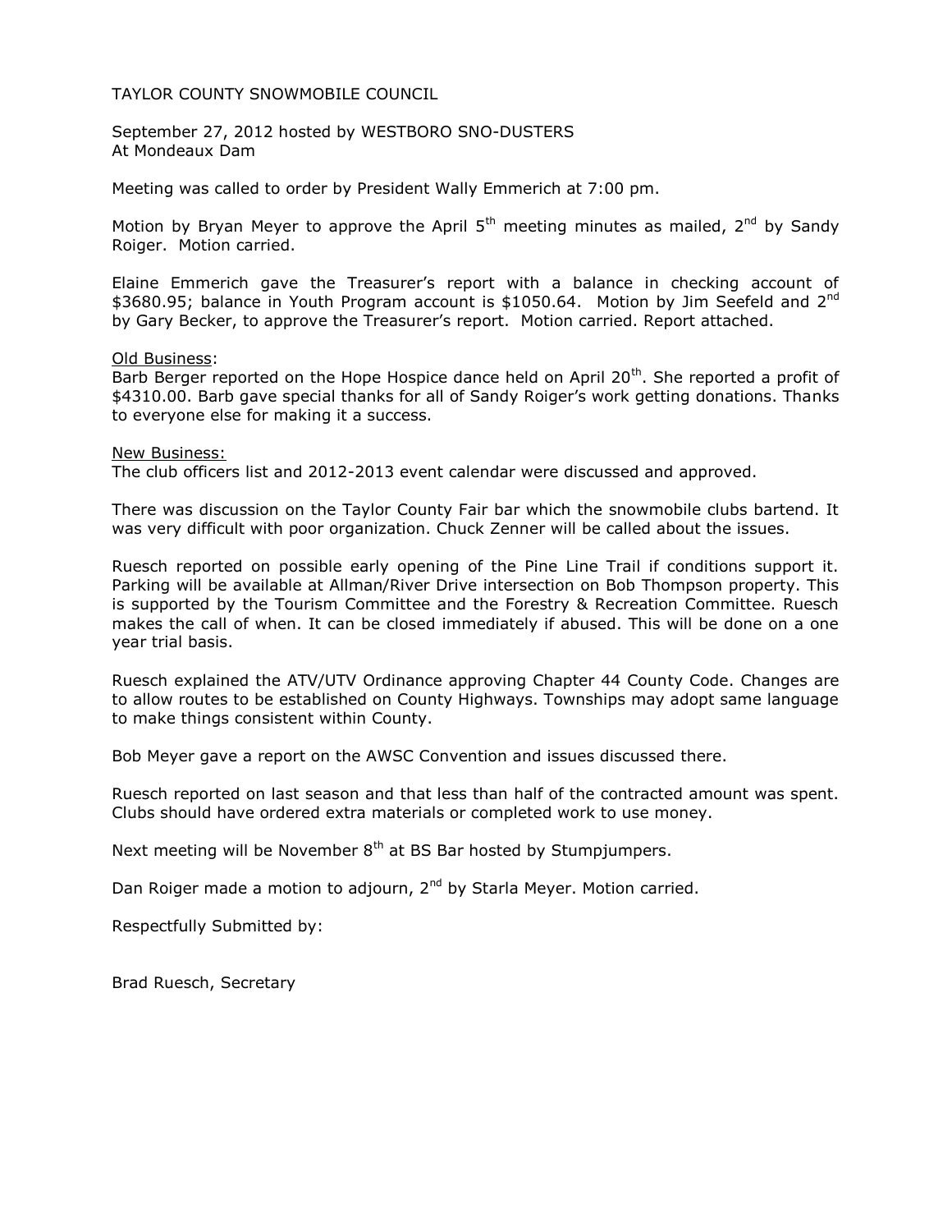TAYLOR COUNTY SNOWMOBILE COUNCIL

September 27, 2012 hosted by WESTBORO SNO-DUSTERS
At Mondeaux Dam

Meeting was called to order by President Wally Emmerich at 7:00 pm.

Motion by Bryan Meyer to approve the April 5th meeting minutes as mailed, 2nd by Sandy Roiger. Motion carried.

Elaine Emmerich gave the Treasurer's report with a balance in checking account of $3680.95; balance in Youth Program account is $1050.64. Motion by Jim Seefeld and 2nd by Gary Becker, to approve the Treasurer's report. Motion carried. Report attached.

<u>Old Business</u>:
Barb Berger reported on the Hope Hospice dance held on April 20th. She reported a profit of $4310.00. Barb gave special thanks for all of Sandy Roiger's work getting donations. Thanks to everyone else for making it a success.

<u>New Business:</u>
The club officers list and 2012-2013 event calendar were discussed and approved.

There was discussion on the Taylor County Fair bar which the snowmobile clubs bartend. It was very difficult with poor organization. Chuck Zenner will be called about the issues.

Ruesch reported on possible early opening of the Pine Line Trail if conditions support it. Parking will be available at Allman/River Drive intersection on Bob Thompson property. This is supported by the Tourism Committee and the Forestry & Recreation Committee. Ruesch makes the call of when. It can be closed immediately if abused. This will be done on a one year trial basis.

Ruesch explained the ATV/UTV Ordinance approving Chapter 44 County Code. Changes are to allow routes to be established on County Highways. Townships may adopt same language to make things consistent within County.

Bob Meyer gave a report on the AWSC Convention and issues discussed there.

Ruesch reported on last season and that less than half of the contracted amount was spent. Clubs should have ordered extra materials or completed work to use money.

Next meeting will be November 8th at BS Bar hosted by Stumpjumpers.

Dan Roiger made a motion to adjourn, 2nd by Starla Meyer. Motion carried.

Respectfully Submitted by:

Brad Ruesch, Secretary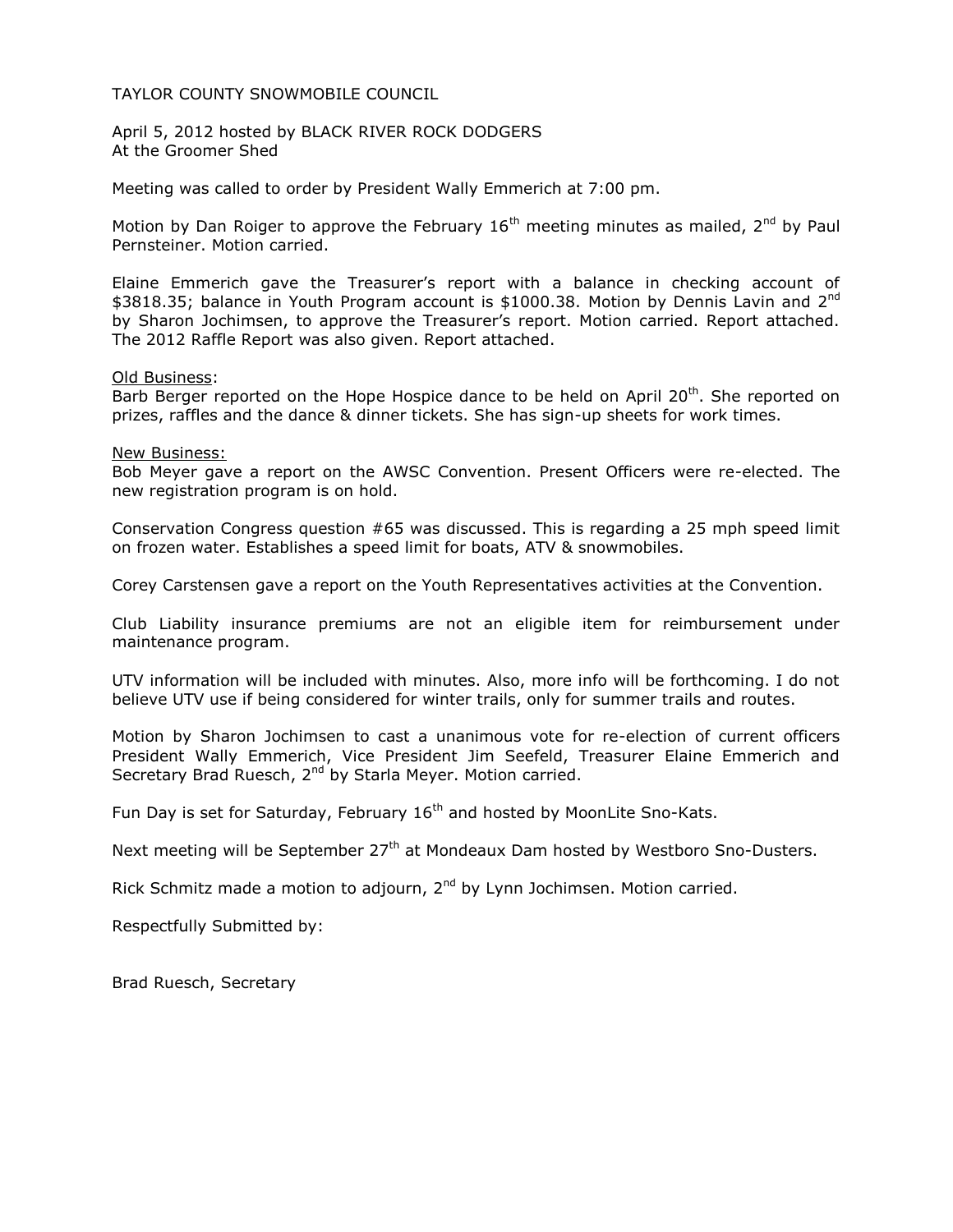TAYLOR COUNTY SNOWMOBILE COUNCIL

April 5, 2012 hosted by BLACK RIVER ROCK DODGERS
At the Groomer Shed

Meeting was called to order by President Wally Emmerich at 7:00 pm.

Motion by Dan Roiger to approve the February 16th meeting minutes as mailed, 2nd by Paul Pernsteiner. Motion carried.

Elaine Emmerich gave the Treasurer's report with a balance in checking account of $3818.35; balance in Youth Program account is $1000.38. Motion by Dennis Lavin and 2nd by Sharon Jochimsen, to approve the Treasurer's report. Motion carried. Report attached. The 2012 Raffle Report was also given. Report attached.

<u>Old Business</u>:
Barb Berger reported on the Hope Hospice dance to be held on April 20th. She reported on prizes, raffles and the dance & dinner tickets. She has sign-up sheets for work times.

<u>New Business:</u>
Bob Meyer gave a report on the AWSC Convention. Present Officers were re-elected. The new registration program is on hold.

Conservation Congress question #65 was discussed. This is regarding a 25 mph speed limit on frozen water. Establishes a speed limit for boats, ATV & snowmobiles.

Corey Carstensen gave a report on the Youth Representatives activities at the Convention.

Club Liability insurance premiums are not an eligible item for reimbursement under maintenance program.

UTV information will be included with minutes. Also, more info will be forthcoming. I do not believe UTV use if being considered for winter trails, only for summer trails and routes.

Motion by Sharon Jochimsen to cast a unanimous vote for re-election of current officers President Wally Emmerich, Vice President Jim Seefeld, Treasurer Elaine Emmerich and Secretary Brad Ruesch, 2nd by Starla Meyer. Motion carried.

Fun Day is set for Saturday, February 16th and hosted by MoonLite Sno-Kats.

Next meeting will be September 27th at Mondeaux Dam hosted by Westboro Sno-Dusters.

Rick Schmitz made a motion to adjourn, 2nd by Lynn Jochimsen. Motion carried.

Respectfully Submitted by:

Brad Ruesch, Secretary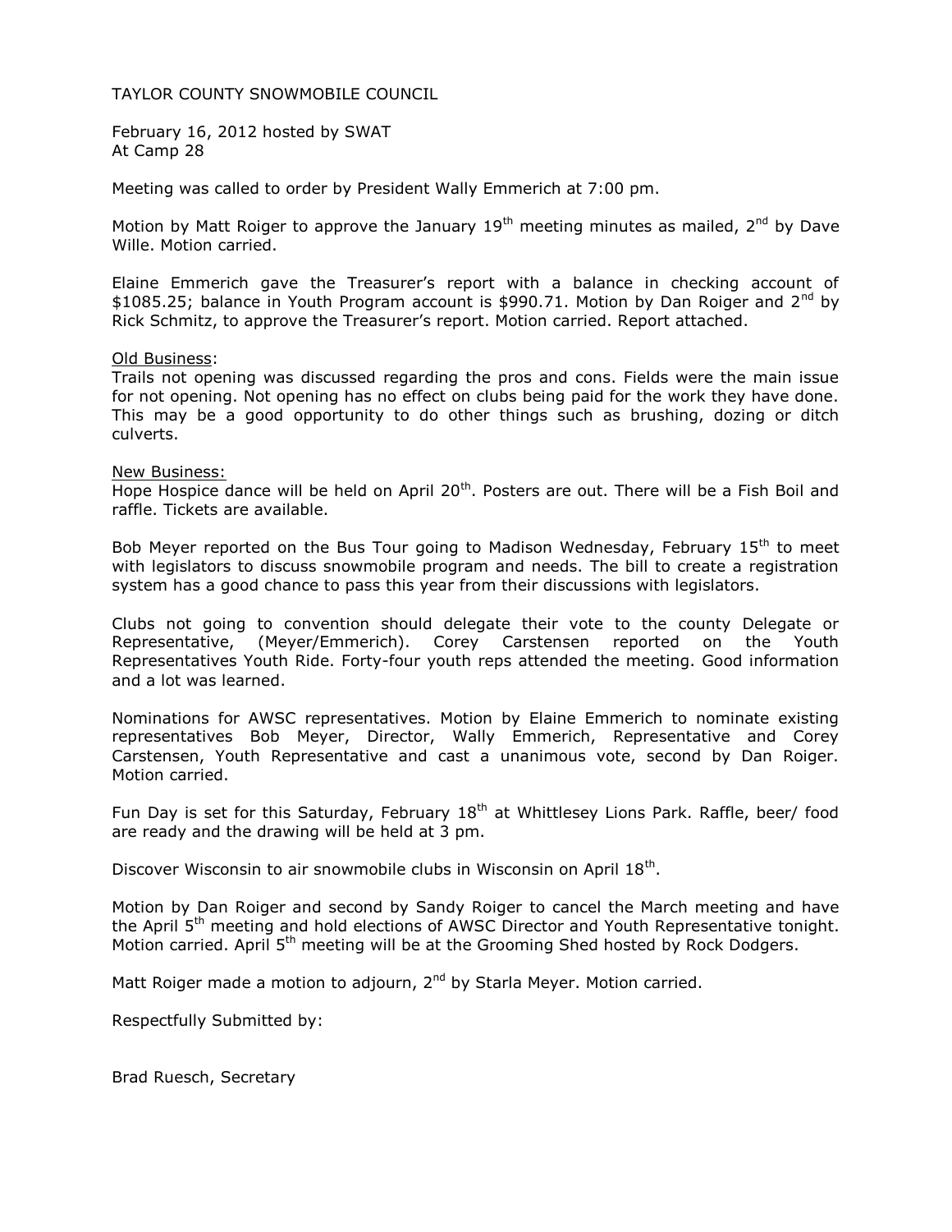TAYLOR COUNTY SNOWMOBILE COUNCIL

February 16, 2012 hosted by SWAT
At Camp 28

Meeting was called to order by President Wally Emmerich at 7:00 pm.

Motion by Matt Roiger to approve the January 19th meeting minutes as mailed, 2nd by Dave Wille. Motion carried.

Elaine Emmerich gave the Treasurer's report with a balance in checking account of $1085.25; balance in Youth Program account is $990.71. Motion by Dan Roiger and 2nd by Rick Schmitz, to approve the Treasurer's report. Motion carried. Report attached.

Old Business:
Trails not opening was discussed regarding the pros and cons. Fields were the main issue for not opening. Not opening has no effect on clubs being paid for the work they have done. This may be a good opportunity to do other things such as brushing, dozing or ditch culverts.

New Business:
Hope Hospice dance will be held on April 20th. Posters are out. There will be a Fish Boil and raffle. Tickets are available.

Bob Meyer reported on the Bus Tour going to Madison Wednesday, February 15th to meet with legislators to discuss snowmobile program and needs. The bill to create a registration system has a good chance to pass this year from their discussions with legislators.

Clubs not going to convention should delegate their vote to the county Delegate or Representative, (Meyer/Emmerich). Corey Carstensen reported on the Youth Representatives Youth Ride. Forty-four youth reps attended the meeting. Good information and a lot was learned.

Nominations for AWSC representatives. Motion by Elaine Emmerich to nominate existing representatives Bob Meyer, Director, Wally Emmerich, Representative and Corey Carstensen, Youth Representative and cast a unanimous vote, second by Dan Roiger. Motion carried.

Fun Day is set for this Saturday, February 18th at Whittlesey Lions Park. Raffle, beer/ food are ready and the drawing will be held at 3 pm.

Discover Wisconsin to air snowmobile clubs in Wisconsin on April 18th.

Motion by Dan Roiger and second by Sandy Roiger to cancel the March meeting and have the April 5th meeting and hold elections of AWSC Director and Youth Representative tonight. Motion carried. April 5th meeting will be at the Grooming Shed hosted by Rock Dodgers.

Matt Roiger made a motion to adjourn, 2nd by Starla Meyer. Motion carried.

Respectfully Submitted by:

Brad Ruesch, Secretary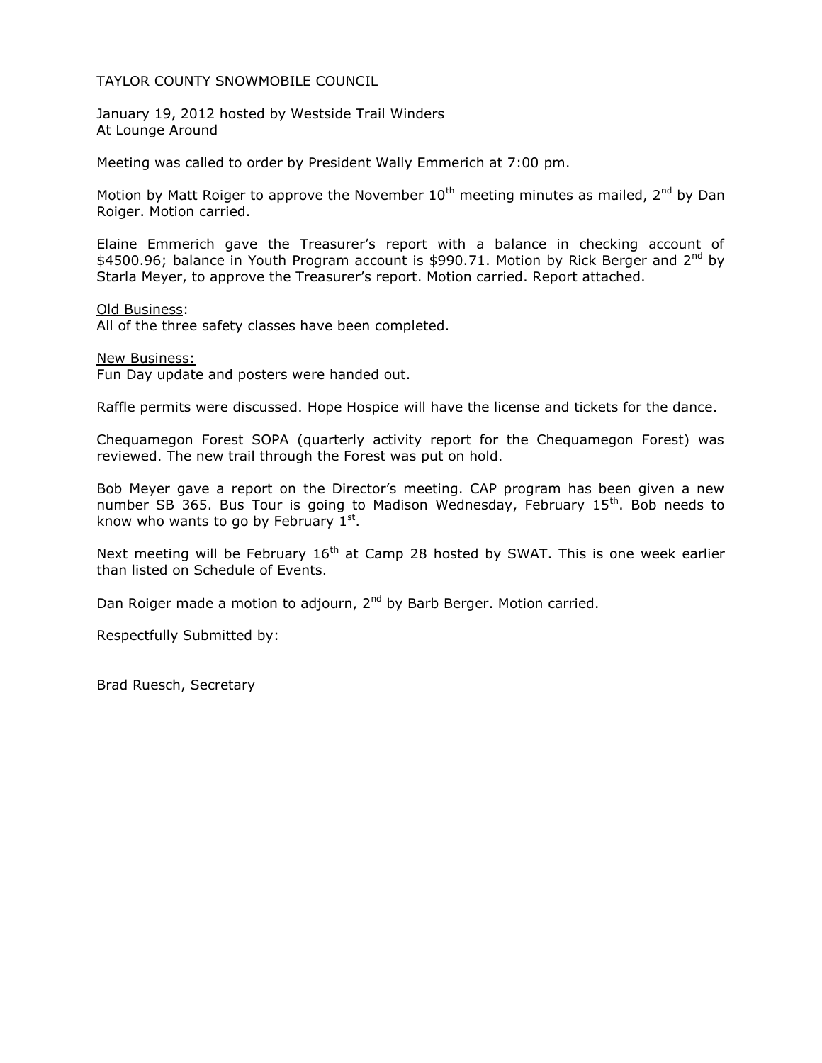TAYLOR COUNTY SNOWMOBILE COUNCIL

January 19, 2012 hosted by Westside Trail Winders
At Lounge Around

Meeting was called to order by President Wally Emmerich at 7:00 pm.

Motion by Matt Roiger to approve the November 10th meeting minutes as mailed, 2nd by Dan Roiger. Motion carried.

Elaine Emmerich gave the Treasurer's report with a balance in checking account of $4500.96; balance in Youth Program account is $990.71. Motion by Rick Berger and 2nd by Starla Meyer, to approve the Treasurer's report. Motion carried. Report attached.

<u>Old Business</u>:
All of the three safety classes have been completed.

<u>New Business:</u>
Fun Day update and posters were handed out.

Raffle permits were discussed. Hope Hospice will have the license and tickets for the dance.

Chequamegon Forest SOPA (quarterly activity report for the Chequamegon Forest) was reviewed. The new trail through the Forest was put on hold.

Bob Meyer gave a report on the Director's meeting. CAP program has been given a new number SB 365. Bus Tour is going to Madison Wednesday, February 15th. Bob needs to know who wants to go by February 1st.

Next meeting will be February 16th at Camp 28 hosted by SWAT. This is one week earlier than listed on Schedule of Events.

Dan Roiger made a motion to adjourn, 2nd by Barb Berger. Motion carried.

Respectfully Submitted by:

Brad Ruesch, Secretary